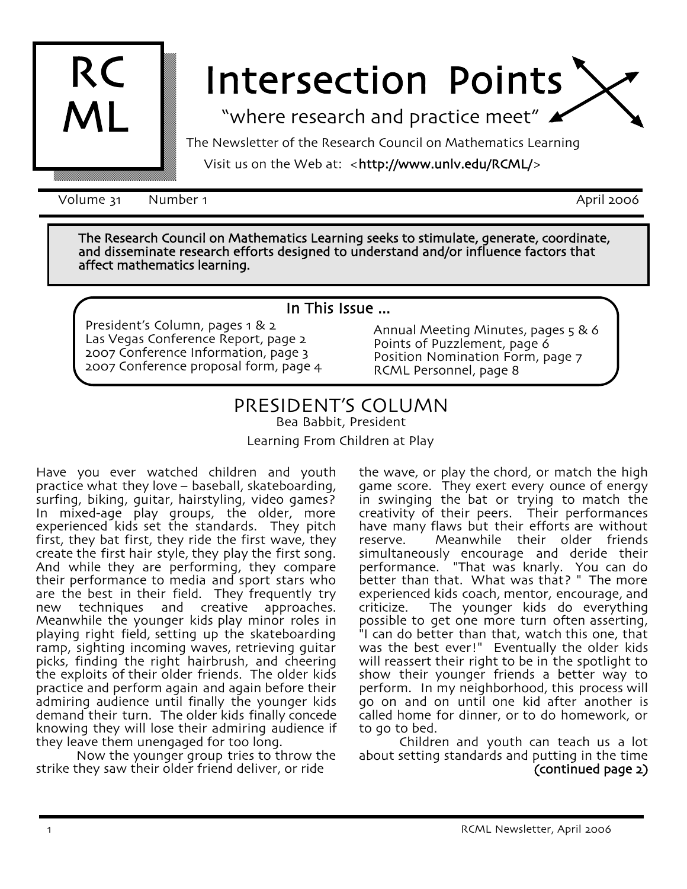RC ML

# Intersection Points

"where research and practice meet"

The Newsletter of the Research Council on Mathematics Learning

Visit us on the Web at: <**http://www.unlv.edu/RCML/**>

Volume 31 Number 1 April 2006

**The Research Council on Mathematics Learning seeks to stimulate, generate, coordinate, and disseminate research efforts designed to understand and/or influence factors that affect mathematics learning.**

### In This Issue ...

- President's Column, pages 1 & 2
- Las Vegas Conference Report, page 2
- 2007 Conference Information, page 3
- 2007 Conference proposal form, page 4
- Annual Meeting Minutes, pages 5 & 6
- Points of Puzzlement, page 6
- Position Nomination Form, page 7
- RCML Personnel, page 8

## PRESIDENT'S COLUMN

Bea Babbit, President

Learning From Children at Play

Have you ever watched children and youth practice what they love – baseball, skateboarding, surfing, biking, guitar, hairstyling, video games? In mixed-age play groups, the older, more experienced kids set the standards. They pitch first, they bat first, they ride the first wave, they create the first hair style, they play the first song. And while they are performing, they compare their performance to media and sport stars who are the best in their field. They frequently try new techniques and creative approaches. Meanwhile the younger kids play minor roles in playing right field, setting up the skateboarding ramp, sighting incoming waves, retrieving guitar picks, finding the right hairbrush, and cheering the exploits of their older friends. The older kids practice and perform again and again before their admiring audience until finally the younger kids demand their turn. The older kids finally concede knowing they will lose their admiring audience if they leave them unengaged for too long.

Now the younger group tries to throw the strike they saw their older friend deliver, or ride the wave, or play the chord, or match the high game score. They exert every ounce of energy in swinging the bat or trying to match the creativity of their peers. Their performances have many flaws but their efforts are without reserve. Meanwhile their older friends simultaneously encourage and deride their performance. "That was knarly. You can do better than that. What was that? " The more experienced kids coach, mentor, encourage, and criticize. The younger kids do everything possible to get one more turn often asserting, "I can do better than that, watch this one, that was the best ever!" Eventually the older kids will reassert their right to be in the spotlight to show their younger friends a better way to perform. In my neighborhood, this process will go on and on until one kid after another is called home for dinner, or to do homework, or to go to bed.

Children and youth can teach us a lot about setting standards and putting in the time

**(continued page 2)**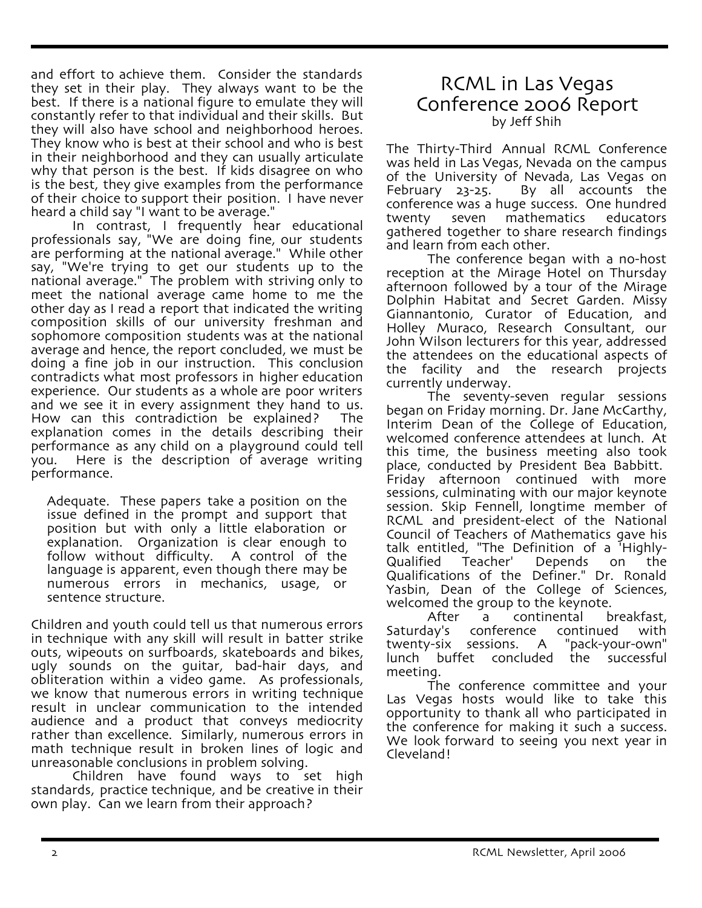and effort to achieve them. Consider the standards they set in their play. They always want to be the best. If there is a national figure to emulate they will constantly refer to that individual and their skills. But they will also have school and neighborhood heroes. They know who is best at their school and who is best in their neighborhood and they can usually articulate why that person is the best. If kids disagree on who is the best, they give examples from the performance of their choice to support their position. I have never heard a child say "I want to be average."

In contrast, I frequently hear educational professionals say, "We are doing fine, our students are performing at the national average." While other say, "We're trying to get our students up to the national average." The problem with striving only to meet the national average came home to me the other day as I read a report that indicated the writing composition skills of our university freshman and sophomore composition students was at the national average and hence, the report concluded, we must be doing a fine job in our instruction. This conclusion contradicts what most professors in higher education experience. Our students as a whole are poor writers and we see it in every assignment they hand to us. How can this contradiction be explained? The explanation comes in the details describing their performance as any child on a playground could tell you. Here is the description of average writing performance.

> Adequate. These papers take a position on the issue defined in the prompt and support that position but with only a little elaboration or explanation. Organization is clear enough to follow without difficulty. A control of the language is apparent, even though there may be numerous errors in mechanics, usage, or sentence structure.

Children and youth could tell us that numerous errors in technique with any skill will result in batter strike outs, wipeouts on surfboards, skateboards and bikes, ugly sounds on the guitar, bad-hair days, and obliteration within a video game. As professionals, we know that numerous errors in writing technique result in unclear communication to the intended audience and a product that conveys mediocrity rather than excellence. Similarly, numerous errors in math technique result in broken lines of logic and unreasonable conclusions in problem solving.

Children have found ways to set high standards, practice technique, and be creative in their own play. Can we learn from their approach?

# RCML in Las Vegas Conference 2006 Report

by Jeff Shih

The Thirty-Third Annual RCML Conference was held in Las Vegas, Nevada on the campus of the University of Nevada, Las Vegas on February 23-25. By all accounts the conference was a huge success. One hundred twenty seven mathematics educators gathered together to share research findings and learn from each other.

The conference began with a no-host reception at the Mirage Hotel on Thursday afternoon followed by a tour of the Mirage Dolphin Habitat and Secret Garden. Missy Giannantonio, Curator of Education, and Holley Muraco, Research Consultant, our John Wilson lecturers for this year, addressed the attendees on the educational aspects of the facility and the research projects currently underway.

The seventy-seven regular sessions began on Friday morning. Dr. Jane McCarthy, Interim Dean of the College of Education, welcomed conference attendees at lunch. At this time, the business meeting also took place, conducted by President Bea Babbitt. Friday afternoon continued with more sessions, culminating with our major keynote session. Skip Fennell, longtime member of RCML and president-elect of the National Council of Teachers of Mathematics gave his talk entitled, "The Definition of a 'Highly-Qualified Teacher' Depends on the Qualifications of the Definer." Dr. Ronald Yasbin, Dean of the College of Sciences, welcomed the group to the keynote.

After a continental breakfast, Saturday's conference continued with twenty-six sessions. A "pack-your-own" lunch buffet concluded the successful meeting.

The conference committee and your Las Vegas hosts would like to take this opportunity to thank all who participated in the conference for making it such a success. We look forward to seeing you next year in Cleveland!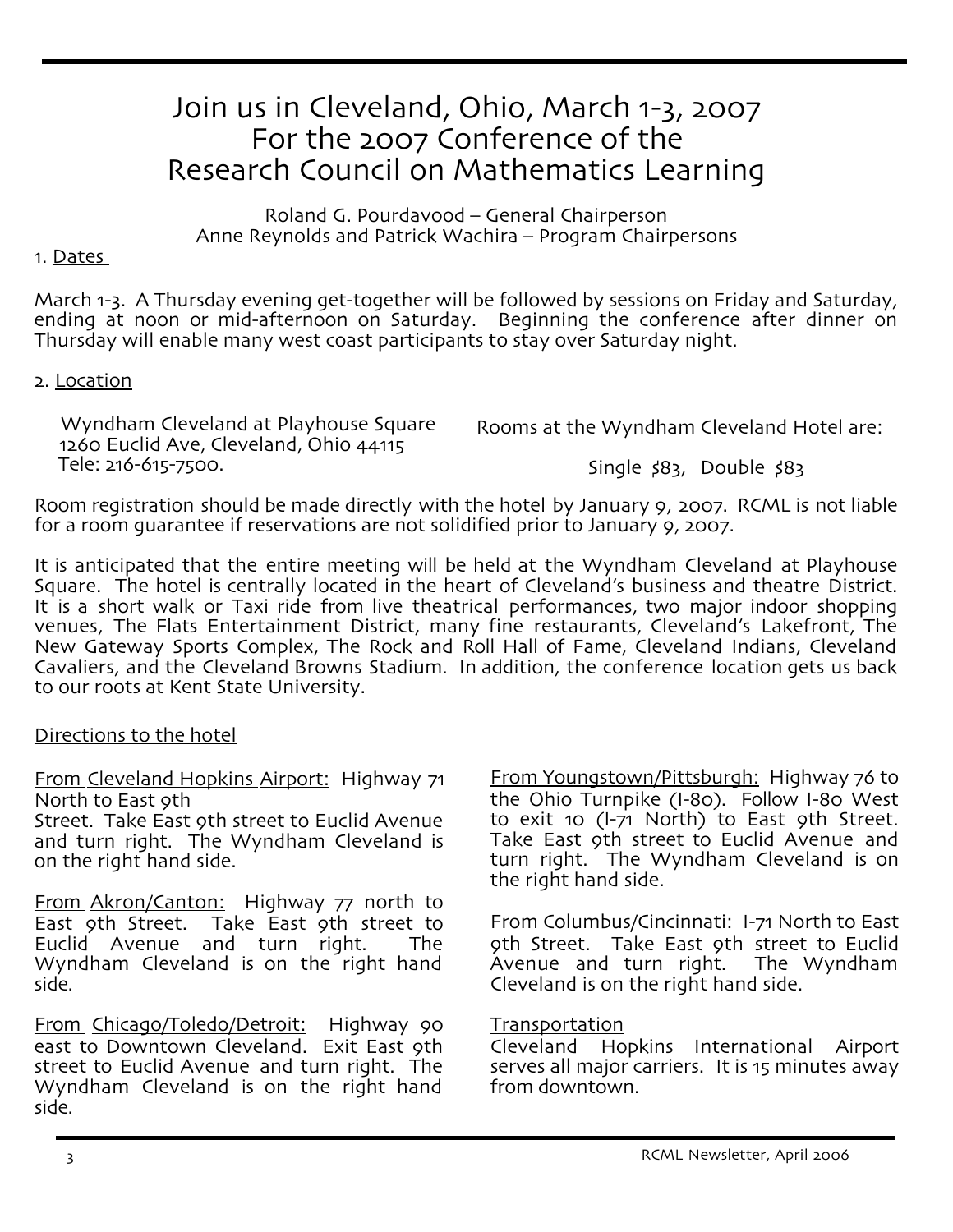# Join us in Cleveland, Ohio, March 1-3, 2007
# For the 2007 Conference of the
# Research Council on Mathematics Learning

Roland G. Pourdavood – General Chairperson
Anne Reynolds and Patrick Wachira – Program Chairpersons

1. Dates

March 1-3. A Thursday evening get-together will be followed by sessions on Friday and Saturday, ending at noon or mid-afternoon on Saturday. Beginning the conference after dinner on Thursday will enable many west coast participants to stay over Saturday night.

2. Location

Wyndham Cleveland at Playhouse Square
1260 Euclid Ave, Cleveland, Ohio 44115
Tele: 216-615-7500.

Rooms at the Wyndham Cleveland Hotel are:

Single $83, Double $83

Room registration should be made directly with the hotel by January 9, 2007. RCML is not liable for a room guarantee if reservations are not solidified prior to January 9, 2007.

It is anticipated that the entire meeting will be held at the Wyndham Cleveland at Playhouse Square. The hotel is centrally located in the heart of Cleveland's business and theatre District. It is a short walk or Taxi ride from live theatrical performances, two major indoor shopping venues, The Flats Entertainment District, many fine restaurants, Cleveland's Lakefront, The New Gateway Sports Complex, The Rock and Roll Hall of Fame, Cleveland Indians, Cleveland Cavaliers, and the Cleveland Browns Stadium. In addition, the conference location gets us back to our roots at Kent State University.

Directions to the hotel

From Cleveland Hopkins Airport: Highway 71 North to East 9th Street. Take East 9th street to Euclid Avenue and turn right. The Wyndham Cleveland is on the right hand side.

From Akron/Canton: Highway 77 north to East 9th Street. Take East 9th street to Euclid Avenue and turn right. The Wyndham Cleveland is on the right hand side.

From Chicago/Toledo/Detroit: Highway 90 east to Downtown Cleveland. Exit East 9th street to Euclid Avenue and turn right. The Wyndham Cleveland is on the right hand side.

From Youngstown/Pittsburgh: Highway 76 to the Ohio Turnpike (I-80). Follow I-80 West to exit 10 (I-71 North) to East 9th Street. Take East 9th street to Euclid Avenue and turn right. The Wyndham Cleveland is on the right hand side.

From Columbus/Cincinnati: I-71 North to East 9th Street. Take East 9th street to Euclid Avenue and turn right. The Wyndham Cleveland is on the right hand side.

Transportation

Cleveland Hopkins International Airport serves all major carriers. It is 15 minutes away from downtown.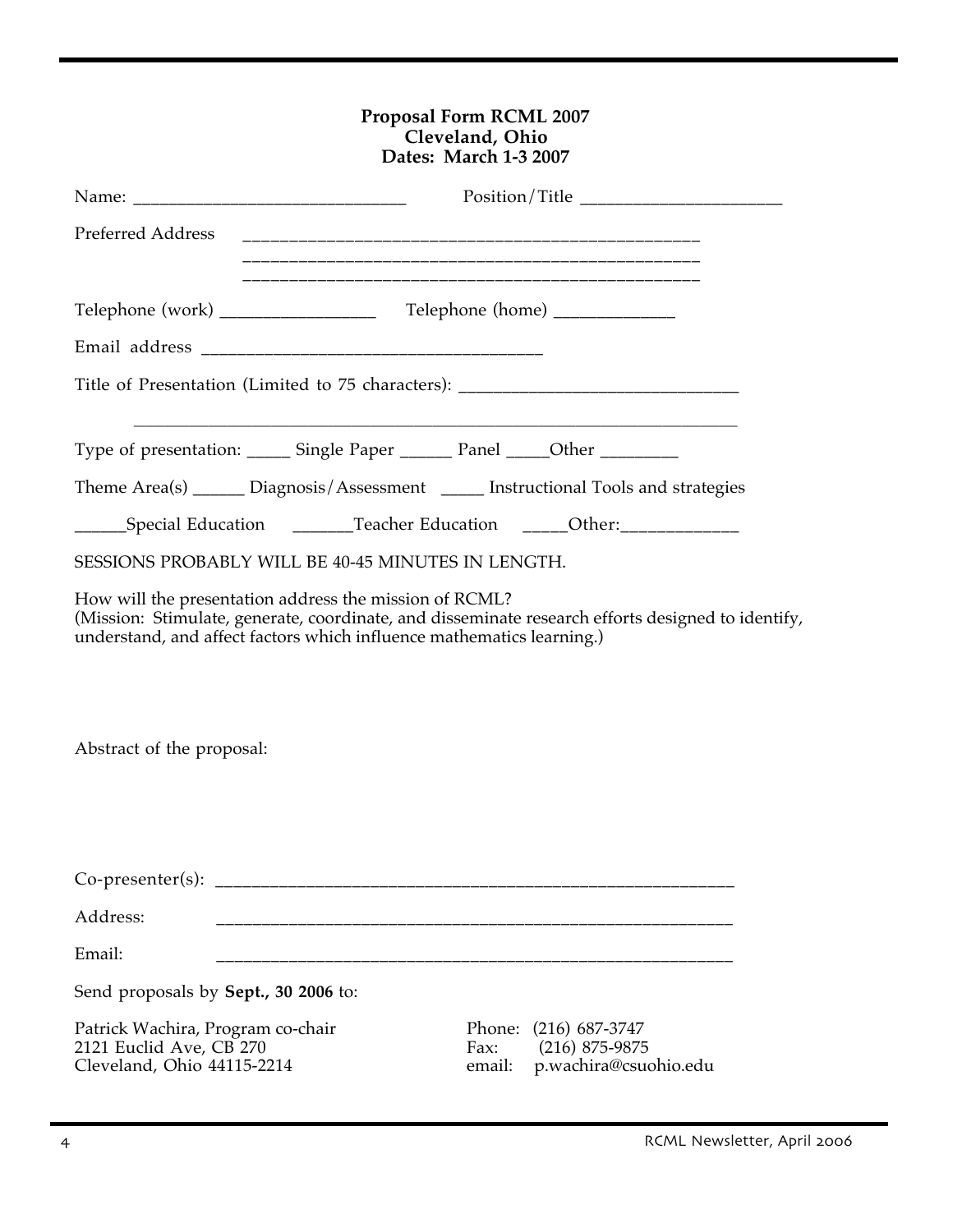**Proposal Form RCML 2007**
**Cleveland, Ohio**
**Dates: March 1-3 2007**

Name: ______________________________ Position/Title ______________________

Preferred Address ________________________________________________
________________________________________________
________________________________________________

Telephone (work) _________________ Telephone (home) _____________

Email address ______________________________________

Title of Presentation (Limited to 75 characters): _______________________________

___________________________________________________________________

Type of presentation: _____ Single Paper ______ Panel _____Other _________

Theme Area(s) ______ Diagnosis/Assessment _____ Instructional Tools and strategies

______Special Education _______Teacher Education _____Other:_____________

SESSIONS PROBABLY WILL BE 40-45 MINUTES IN LENGTH.

How will the presentation address the mission of RCML?
(Mission: Stimulate, generate, coordinate, and disseminate research efforts designed to identify, understand, and affect factors which influence mathematics learning.)

Abstract of the proposal:

Co-presenter(s): __________________________________________________________

Address: __________________________________________________________

Email: __________________________________________________________

Send proposals by **Sept., 30 2006** to:

Patrick Wachira, Program co-chair
2121 Euclid Ave, CB 270
Cleveland, Ohio 44115-2214

Phone: (216) 687-3747
Fax: (216) 875-9875
email: p.wachira@csuohio.edu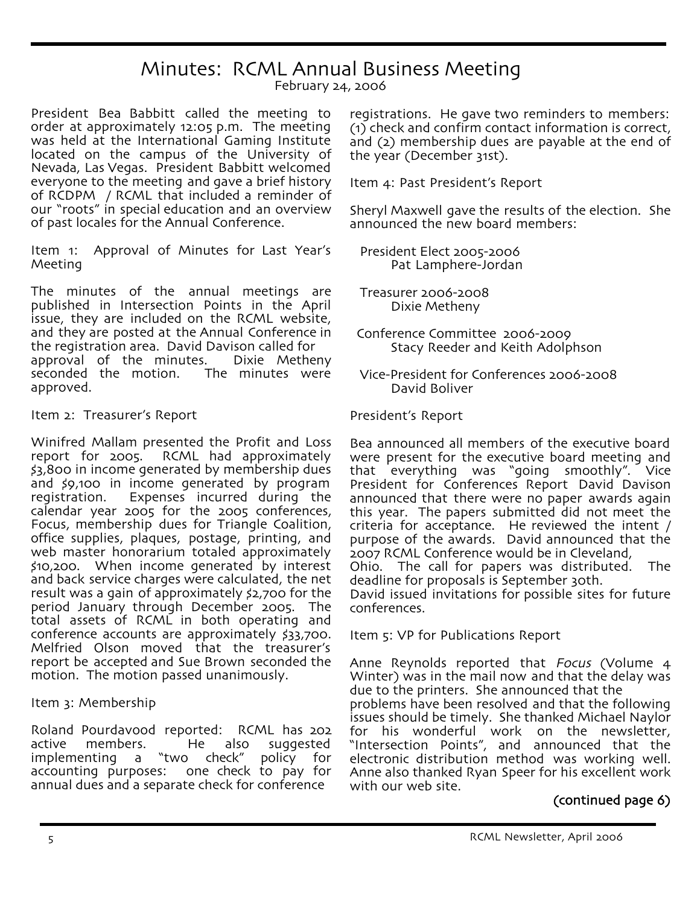# Minutes: RCML Annual Business Meeting

February 24, 2006

President Bea Babbitt called the meeting to order at approximately 12:05 p.m. The meeting was held at the International Gaming Institute located on the campus of the University of Nevada, Las Vegas. President Babbitt welcomed everyone to the meeting and gave a brief history of RCDPM / RCML that included a reminder of our "roots" in special education and an overview of past locales for the Annual Conference.

Item 1: Approval of Minutes for Last Year's Meeting

The minutes of the annual meetings are published in Intersection Points in the April issue, they are included on the RCML website, and they are posted at the Annual Conference in the registration area. David Davison called for approval of the minutes. Dixie Metheny seconded the motion. The minutes were approved.

Item 2: Treasurer's Report

Winifred Mallam presented the Profit and Loss report for 2005. RCML had approximately $3,800 in income generated by membership dues and $9,100 in income generated by program registration. Expenses incurred during the calendar year 2005 for the 2005 conferences, Focus, membership dues for Triangle Coalition, office supplies, plaques, postage, printing, and web master honorarium totaled approximately $10,200. When income generated by interest and back service charges were calculated, the net result was a gain of approximately $2,700 for the period January through December 2005. The total assets of RCML in both operating and conference accounts are approximately $33,700. Melfried Olson moved that the treasurer's report be accepted and Sue Brown seconded the motion. The motion passed unanimously.

Item 3: Membership

Roland Pourdavood reported: RCML has 202 active members. He also suggested implementing a "two check" policy for accounting purposes: one check to pay for annual dues and a separate check for conference registrations. He gave two reminders to members: (1) check and confirm contact information is correct, and (2) membership dues are payable at the end of the year (December 31st).

Item 4: Past President's Report

Sheryl Maxwell gave the results of the election. She announced the new board members:

President Elect 2005-2006
Pat Lamphere-Jordan

Treasurer 2006-2008
Dixie Metheny

Conference Committee 2006-2009
Stacy Reeder and Keith Adolphson

Vice-President for Conferences 2006-2008
David Boliver

President's Report

Bea announced all members of the executive board were present for the executive board meeting and that everything was "going smoothly". Vice President for Conferences Report David Davison announced that there were no paper awards again this year. The papers submitted did not meet the criteria for acceptance. He reviewed the intent / purpose of the awards. David announced that the 2007 RCML Conference would be in Cleveland, Ohio. The call for papers was distributed. The deadline for proposals is September 30th.
David issued invitations for possible sites for future conferences.

Item 5: VP for Publications Report

Anne Reynolds reported that *Focus* (Volume 4 Winter) was in the mail now and that the delay was due to the printers. She announced that the problems have been resolved and that the following issues should be timely. She thanked Michael Naylor for his wonderful work on the newsletter, "Intersection Points", and announced that the electronic distribution method was working well. Anne also thanked Ryan Speer for his excellent work with our web site.

**(continued page 6)**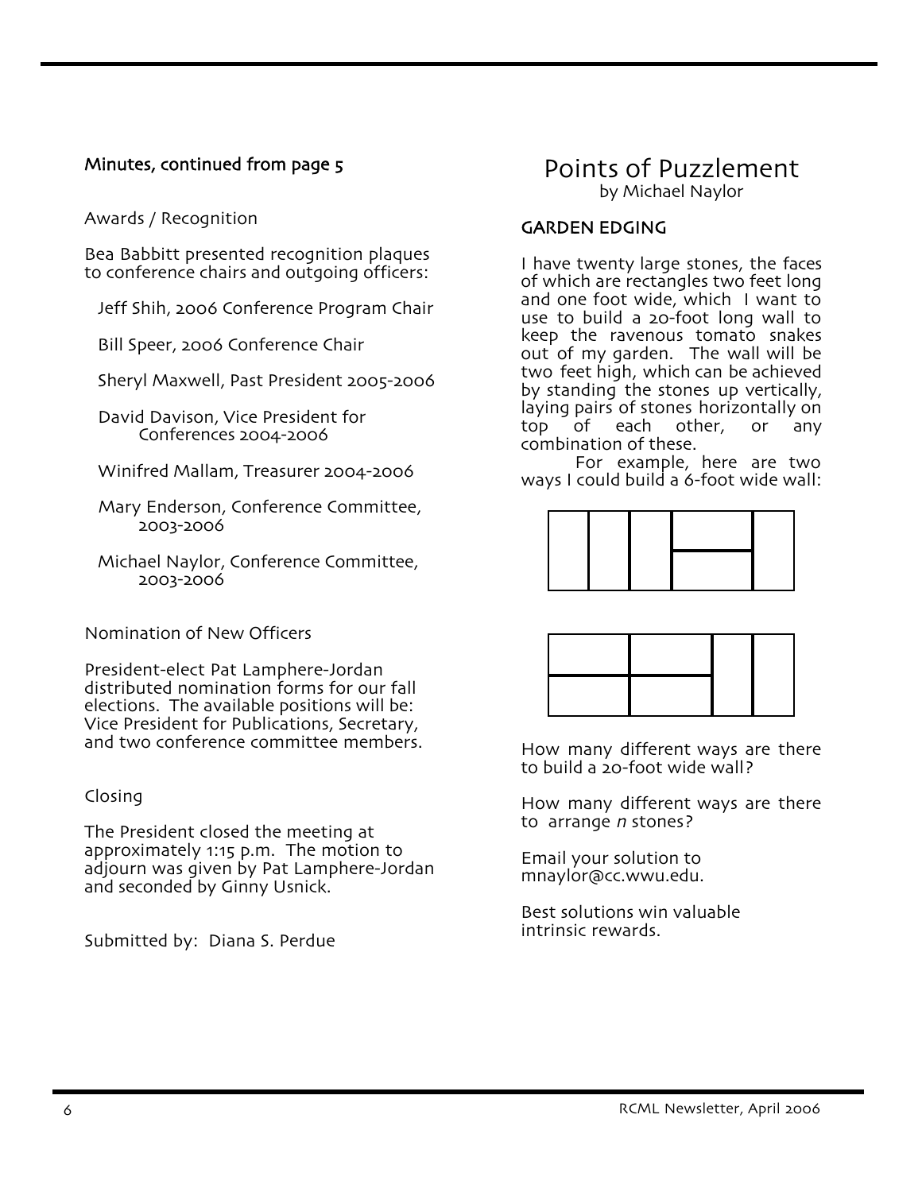### Minutes, continued from page 5

Awards / Recognition

Bea Babbitt presented recognition plaques to conference chairs and outgoing officers:

- Jeff Shih, 2006 Conference Program Chair
- Bill Speer, 2006 Conference Chair
- Sheryl Maxwell, Past President 2005-2006
- David Davison, Vice President for Conferences 2004-2006
- Winifred Mallam, Treasurer 2004-2006
- Mary Enderson, Conference Committee, 2003-2006
- Michael Naylor, Conference Committee, 2003-2006

Nomination of New Officers

President-elect Pat Lamphere-Jordan distributed nomination forms for our fall elections. The available positions will be: Vice President for Publications, Secretary, and two conference committee members.

Closing

The President closed the meeting at approximately 1:15 p.m. The motion to adjourn was given by Pat Lamphere-Jordan and seconded by Ginny Usnick.

Submitted by: Diana S. Perdue

# Points of Puzzlement

by Michael Naylor

### GARDEN EDGING

I have twenty large stones, the faces of which are rectangles two feet long and one foot wide, which I want to use to build a 20-foot long wall to keep the ravenous tomato snakes out of my garden. The wall will be two feet high, which can be achieved by standing the stones up vertically, laying pairs of stones horizontally on top of each other, or any combination of these.

For example, here are two ways I could build a 6-foot wide wall:

How many different ways are there to build a 20-foot wide wall?

How many different ways are there to arrange *n* stones?

Email your solution to mnaylor@cc.wwu.edu.

Best solutions win valuable intrinsic rewards.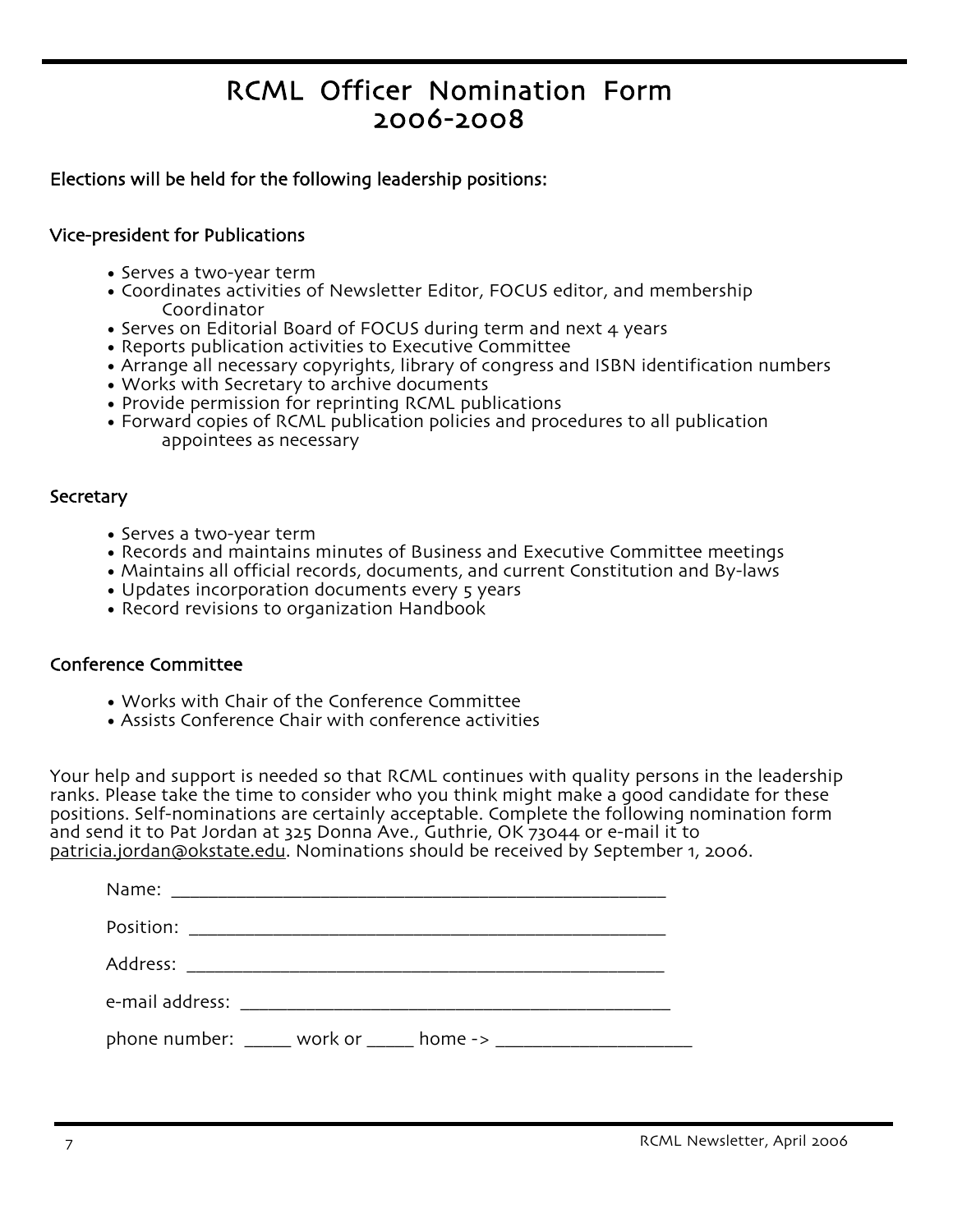# RCML Officer Nomination Form
# 2006-2008

### Elections will be held for the following leadership positions:

### Vice-president for Publications

- Serves a two-year term
- Coordinates activities of Newsletter Editor, FOCUS editor, and membership Coordinator
- Serves on Editorial Board of FOCUS during term and next 4 years
- Reports publication activities to Executive Committee
- Arrange all necessary copyrights, library of congress and ISBN identification numbers
- Works with Secretary to archive documents
- Provide permission for reprinting RCML publications
- Forward copies of RCML publication policies and procedures to all publication appointees as necessary

### Secretary

- Serves a two-year term
- Records and maintains minutes of Business and Executive Committee meetings
- Maintains all official records, documents, and current Constitution and By-laws
- Updates incorporation documents every 5 years
- Record revisions to organization Handbook

### Conference Committee

- Works with Chair of the Conference Committee
- Assists Conference Chair with conference activities

Your help and support is needed so that RCML continues with quality persons in the leadership ranks. Please take the time to consider who you think might make a good candidate for these positions. Self-nominations are certainly acceptable. Complete the following nomination form and send it to Pat Jordan at 325 Donna Ave., Guthrie, OK 73044 or e-mail it to patricia.jordan@okstate.edu. Nominations should be received by September 1, 2006.

Name: ____________________________________________

Position: ____________________________________________

Address: ____________________________________________

e-mail address: ______________________________________

phone number: _____ work or _____ home -> ___________________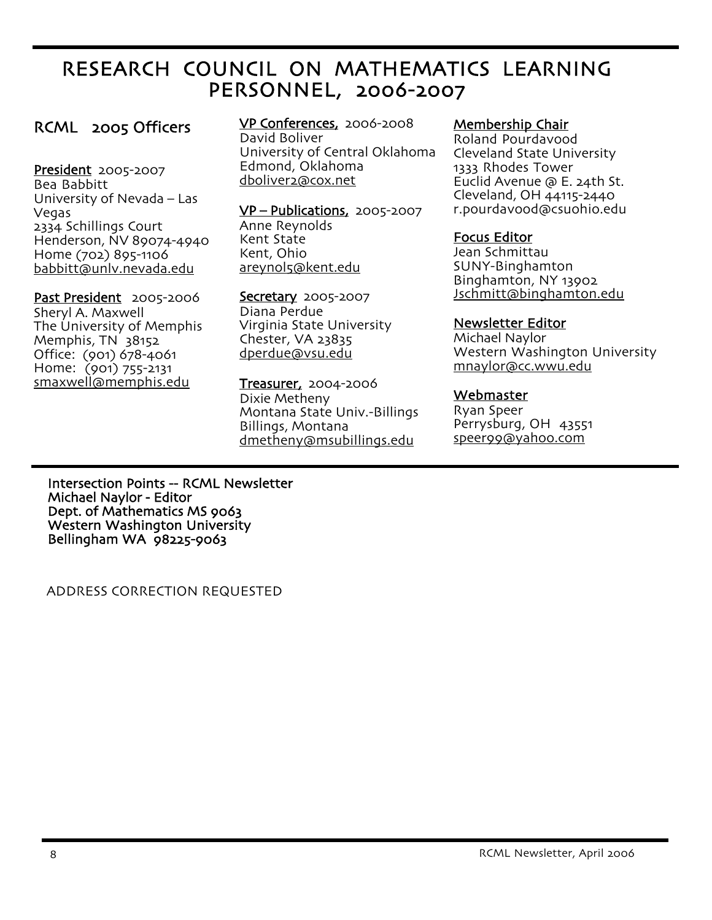# RESEARCH COUNCIL ON MATHEMATICS LEARNING PERSONNEL, 2006-2007

## RCML 2005 Officers

**President** 2005-2007
Bea Babbitt
University of Nevada – Las Vegas
2334 Schillings Court
Henderson, NV 89074-4940
Home (702) 895-1106
babbitt@unlv.nevada.edu

**Past President** 2005-2006
Sheryl A. Maxwell
The University of Memphis
Memphis, TN 38152
Office: (901) 678-4061
Home: (901) 755-2131
smaxwell@memphis.edu

**VP Conferences,** 2006-2008
David Boliver
University of Central Oklahoma
Edmond, Oklahoma
dboliver2@cox.net

**VP – Publications,** 2005-2007
Anne Reynolds
Kent State
Kent, Ohio
areynol5@kent.edu

**Secretary** 2005-2007
Diana Perdue
Virginia State University
Chester, VA 23835
dperdue@vsu.edu

**Treasurer,** 2004-2006
Dixie Metheny
Montana State Univ.-Billings
Billings, Montana
dmetheny@msubillings.edu

**Membership Chair**
Roland Pourdavood
Cleveland State University
1333 Rhodes Tower
Euclid Avenue @ E. 24th St.
Cleveland, OH 44115-2440
r.pourdavood@csuohio.edu

**Focus Editor**
Jean Schmittau
SUNY-Binghamton
Binghamton, NY 13902
Jschmitt@binghamton.edu

**Newsletter Editor**
Michael Naylor
Western Washington University
mnaylor@cc.wwu.edu

**Webmaster**
Ryan Speer
Perrysburg, OH 43551
speer99@yahoo.com

---

**Intersection Points -- RCML Newsletter**
**Michael Naylor - Editor**
**Dept. of Mathematics MS 9063**
**Western Washington University**
**Bellingham WA 98225-9063**

ADDRESS CORRECTION REQUESTED